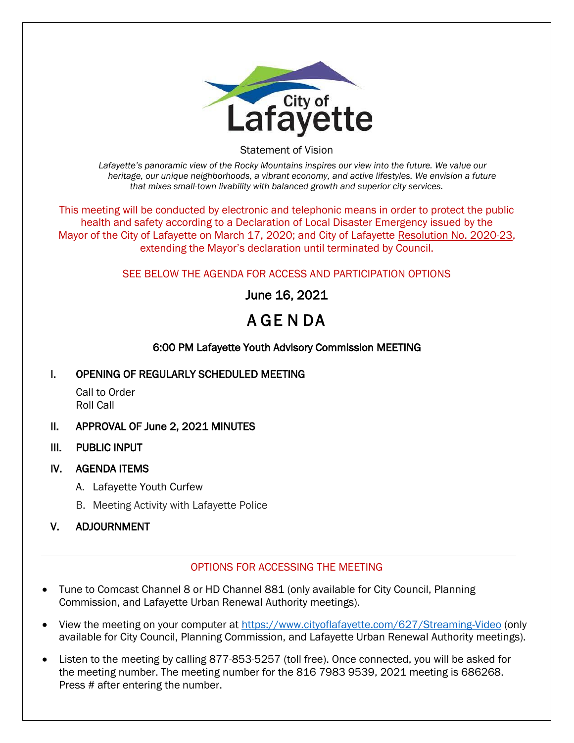City of Lafayette

Statement of Vision

*Lafayette's panoramic view of the Rocky Mountains inspires our view into the future. We value our heritage, our unique neighborhoods, a vibrant economy, and active lifestyles. We envision a future that mixes small-town livability with balanced growth and superior city services.*

This meeting will be conducted by electronic and telephonic means in order to protect the public health and safety according to a Declaration of Local Disaster Emergency issued by the Mayor of the City of Lafayette on March 17, 2020; and City of Lafayette Resolution No. 2020-23, extending the Mayor's declaration until terminated by Council.

SEE BELOW THE AGENDA FOR ACCESS AND PARTICIPATION OPTIONS

June 16, 2021

# AGENDA

## 6:00 PM Lafayette Youth Advisory Commission MEETING

**I. OPENING OF REGULARLY SCHEDULED MEETING**

Call to Order
Roll Call

**II. APPROVAL OF June 2, 2021 MINUTES**

**III. PUBLIC INPUT**

**IV. AGENDA ITEMS**

A. Lafayette Youth Curfew

B. Meeting Activity with Lafayette Police

**V. ADJOURNMENT**

---

OPTIONS FOR ACCESSING THE MEETING

- Tune to Comcast Channel 8 or HD Channel 881 (only available for City Council, Planning Commission, and Lafayette Urban Renewal Authority meetings).
- View the meeting on your computer at https://www.cityoflafayette.com/627/Streaming-Video (only available for City Council, Planning Commission, and Lafayette Urban Renewal Authority meetings).
- Listen to the meeting by calling 877-853-5257 (toll free). Once connected, you will be asked for the meeting number. The meeting number for the 816 7983 9539, 2021 meeting is 686268. Press # after entering the number.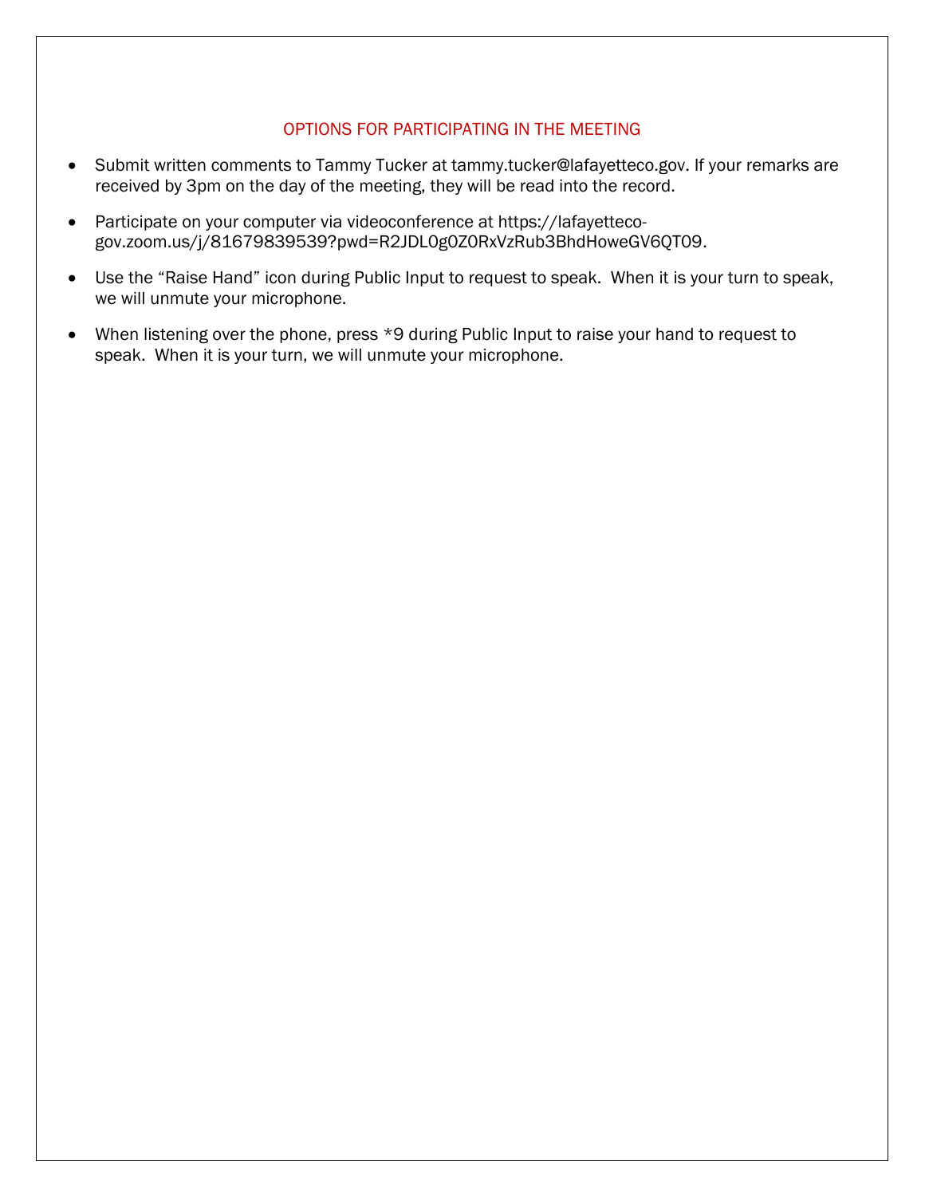## OPTIONS FOR PARTICIPATING IN THE MEETING

- Submit written comments to Tammy Tucker at tammy.tucker@lafayetteco.gov. If your remarks are received by 3pm on the day of the meeting, they will be read into the record.
- Participate on your computer via videoconference at https://lafayetteco-gov.zoom.us/j/81679839539?pwd=R2JDL0g0Z0RxVzRub3BhdHoweGV6QT09.
- Use the "Raise Hand" icon during Public Input to request to speak. When it is your turn to speak, we will unmute your microphone.
- When listening over the phone, press *9 during Public Input to raise your hand to request to speak. When it is your turn, we will unmute your microphone.